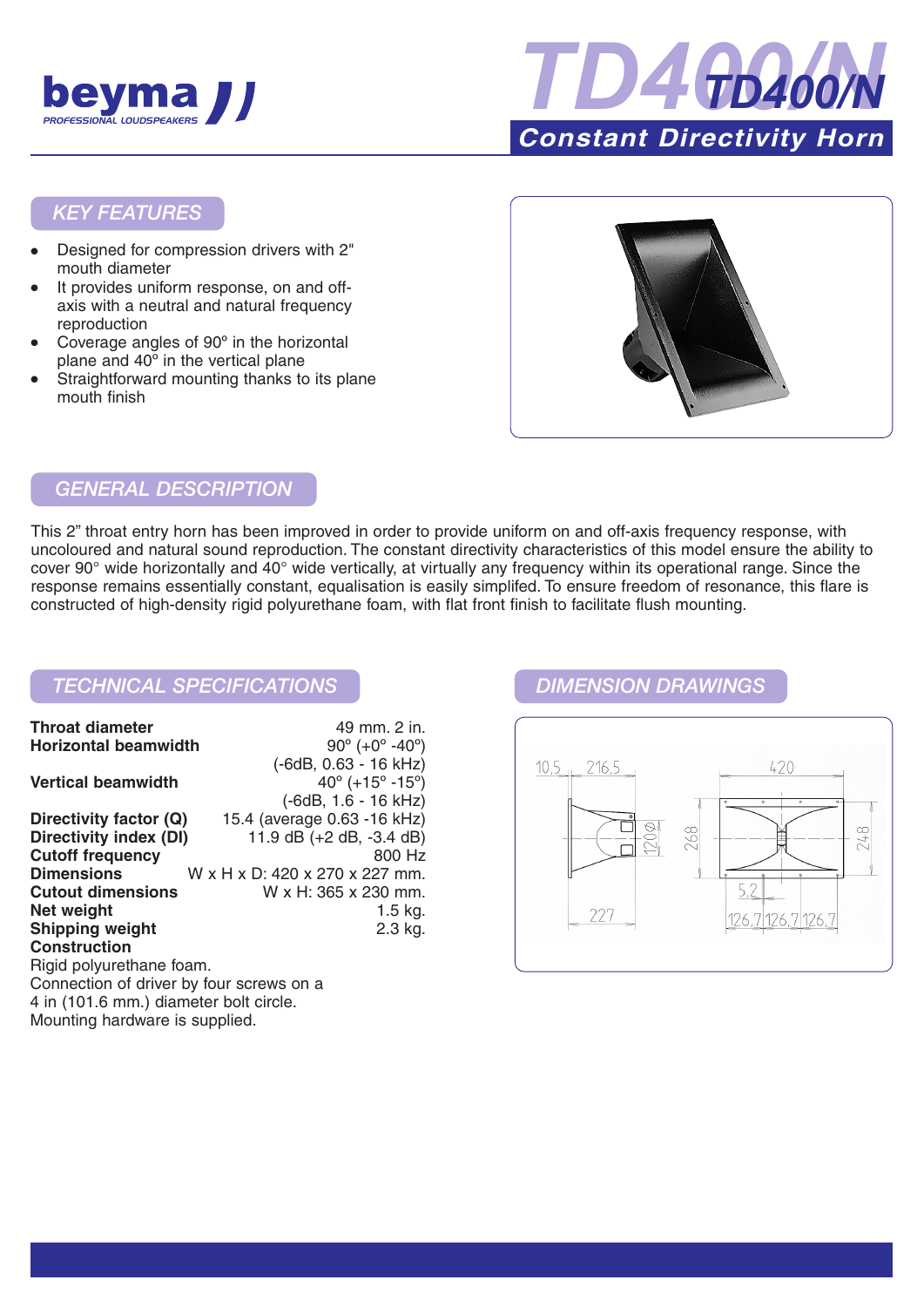beyma
PROFESSIONAL LOUDSPEAKERS

# TD400/N

## Constant Directivity Horn

## KEY FEATURES

- Designed for compression drivers with 2" mouth diameter
- It provides uniform response, on and off-axis with a neutral and natural frequency reproduction
- Coverage angles of 90º in the horizontal plane and 40º in the vertical plane
- Straightforward mounting thanks to its plane mouth finish

## GENERAL DESCRIPTION

This 2" throat entry horn has been improved in order to provide uniform on and off-axis frequency response, with uncoloured and natural sound reproduction. The constant directivity characteristics of this model ensure the ability to cover 90° wide horizontally and 40° wide vertically, at virtually any frequency within its operational range. Since the response remains essentially constant, equalisation is easily simplifed. To ensure freedom of resonance, this flare is constructed of high-density rigid polyurethane foam, with flat front finish to facilitate flush mounting.

## TECHNICAL SPECIFICATIONS

| | |
|---|---|
| **Throat diameter** | 49 mm. 2 in. |
| **Horizontal beamwidth** | 90º (+0º -40º) (-6dB, 0.63 - 16 kHz) |
| **Vertical beamwidth** | 40º (+15º -15º) (-6dB, 1.6 - 16 kHz) |
| **Directivity factor (Q)** | 15.4 (average 0.63 -16 kHz) |
| **Directivity index (DI)** | 11.9 dB (+2 dB, -3.4 dB) |
| **Cutoff frequency** | 800 Hz |
| **Dimensions** | W x H x D: 420 x 270 x 227 mm. |
| **Cutout dimensions** | W x H: 365 x 230 mm. |
| **Net weight** | 1.5 kg. |
| **Shipping weight** | 2.3 kg. |

**Construction**

Rigid polyurethane foam.
Connection of driver by four screws on a 4 in (101.6 mm.) diameter bolt circle.
Mounting hardware is supplied.

## DIMENSION DRAWINGS

10,5
216,5
120Ø
268
227
420
248
5,2
126,7
126,7
126,7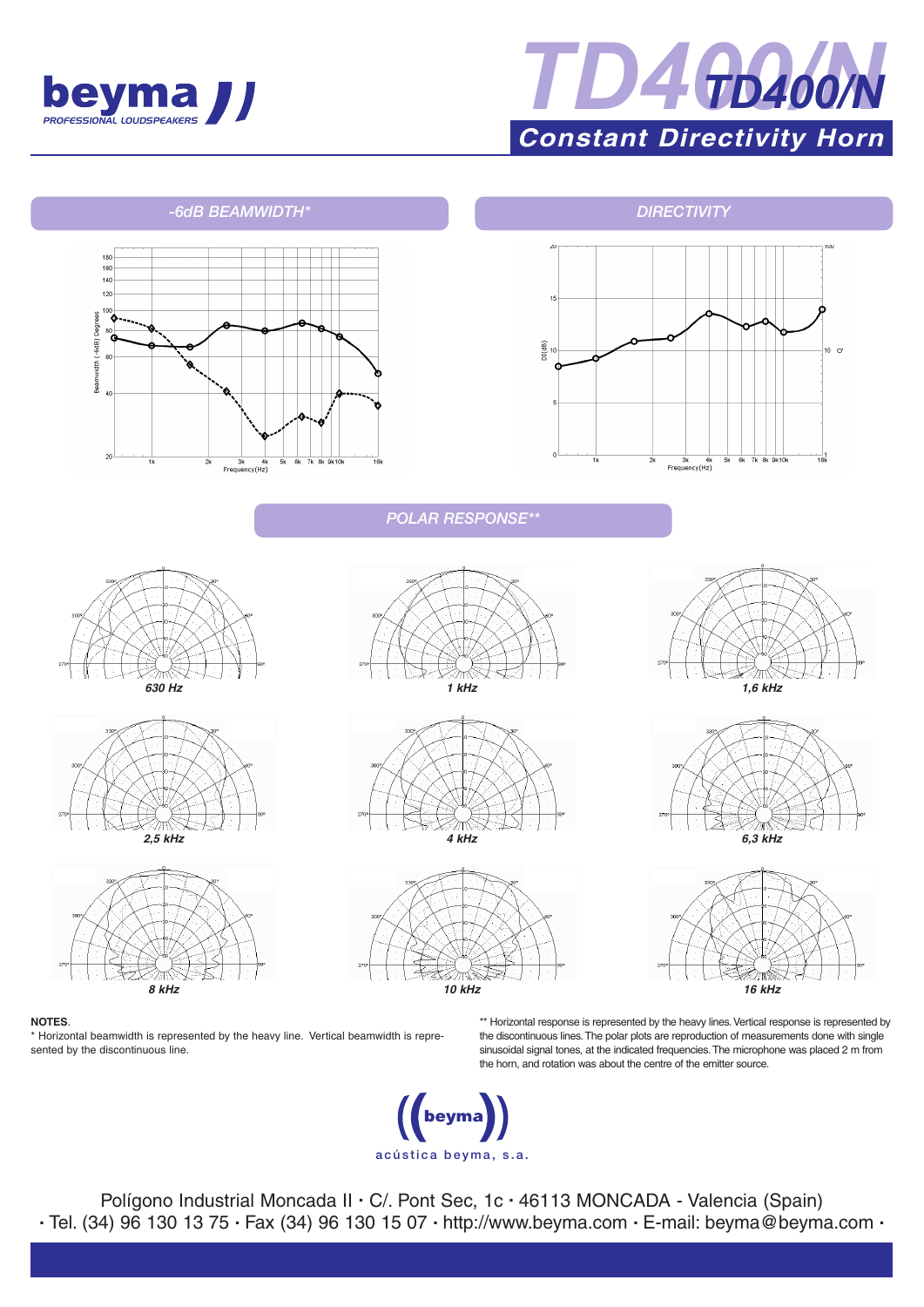beyma
PROFESSIONAL LOUDSPEAKERS

# TD400/N

## Constant Directivity Horn

### -6dB BEAMWIDTH*

Beamwidth (-6dB) Degrees
180
160
140
120
100
80
60
40
20
1k 2k 3k 4k 5k 6k 7k 8k 9k10k 16k
Frequency(Hz)

### DIRECTIVITY

20
15
10
5
0
DI(dB)
100
10
1
Q
1k 2k 3k 4k 5k 6k 7k 8k 9k10k 16k
Frequency(Hz)

### POLAR RESPONSE**

630 Hz

1 kHz

1,6 kHz

2,5 kHz

4 kHz

6,3 kHz

8 kHz

10 kHz

16 kHz

**NOTES**.

* Horizontal beamwidth is represented by the heavy line. Vertical beamwidth is represented by the discontinuous line.

** Horizontal response is represented by the heavy lines. Vertical response is represented by the discontinuous lines. The polar plots are reproduction of measurements done with single sinusoidal signal tones, at the indicated frequencies. The microphone was placed 2 m from the horn, and rotation was about the centre of the emitter source.

beyma
acústica beyma, s.a.

Polígono Industrial Moncada II · C/. Pont Sec, 1c · 46113 MONCADA - Valencia (Spain)
· Tel. (34) 96 130 13 75 · Fax (34) 96 130 15 07 · http://www.beyma.com · E-mail: beyma@beyma.com ·